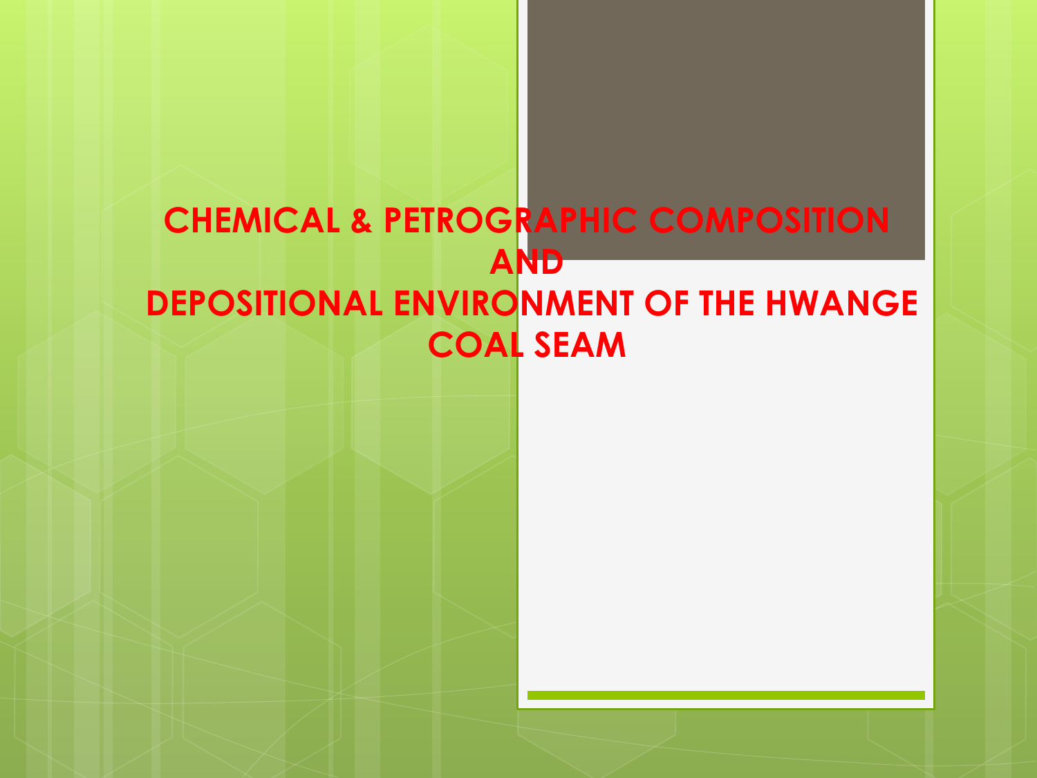# CHEMICAL & PETROGRAPHIC COMPOSITION AND DEPOSITIONAL ENVIRONMENT OF THE HWANGE COAL SEAM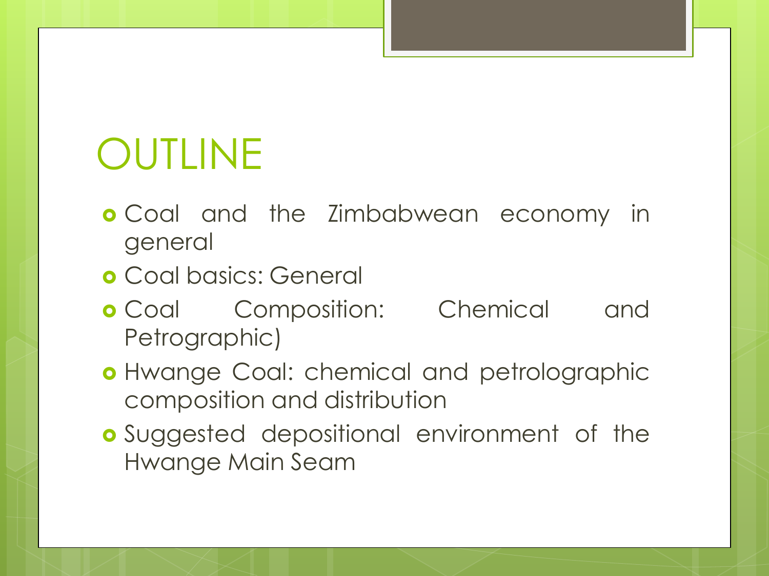# OUTLINE

- Coal and the Zimbabwean economy in general
- Coal basics: General
- Coal Composition: Chemical and Petrographic)
- Hwange Coal: chemical and petrolographic composition and distribution
- Suggested depositional environment of the Hwange Main Seam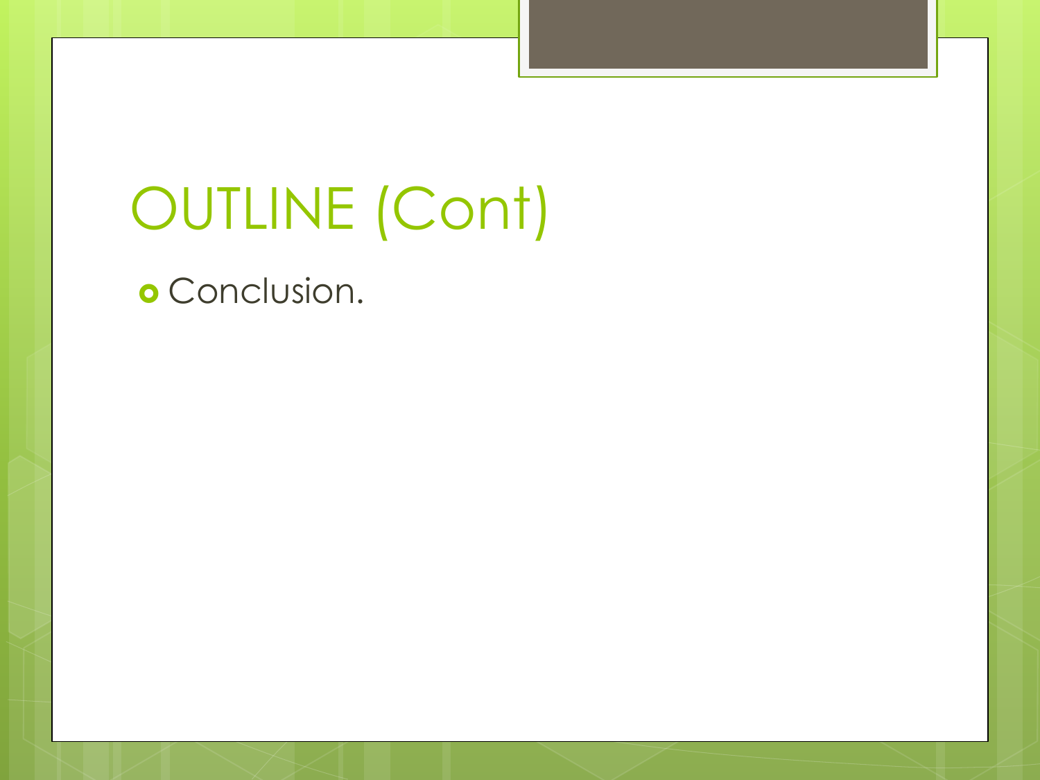# OUTLINE (Cont)

- Conclusion.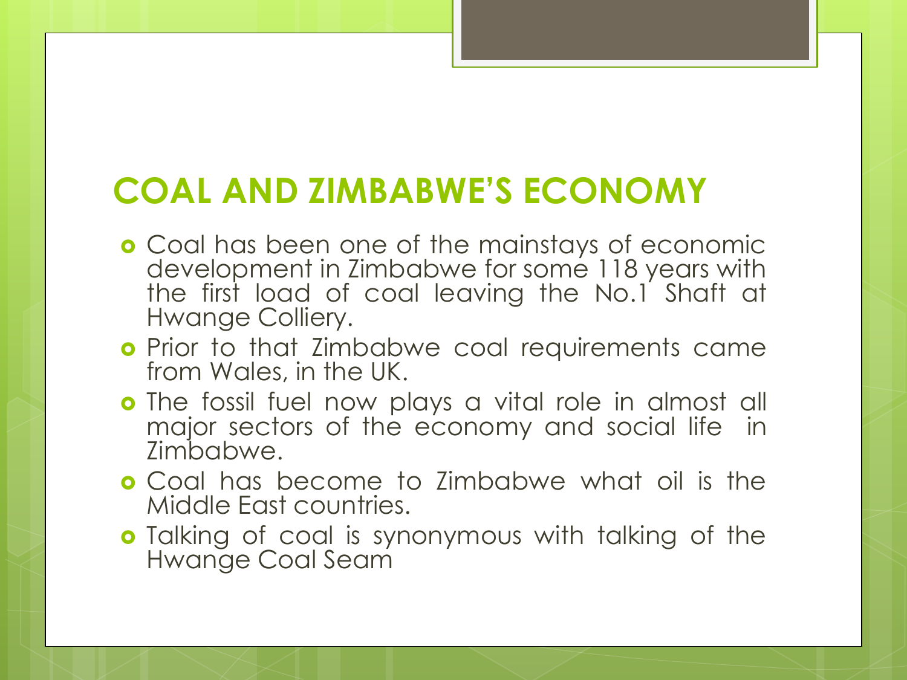# COAL AND ZIMBABWE'S ECONOMY

- Coal has been one of the mainstays of economic development in Zimbabwe for some 118 years with the first load of coal leaving the No.1 Shaft at Hwange Colliery.
- Prior to that Zimbabwe coal requirements came from Wales, in the UK.
- The fossil fuel now plays a vital role in almost all major sectors of the economy and social life in Zimbabwe.
- Coal has become to Zimbabwe what oil is the Middle East countries.
- Talking of coal is synonymous with talking of the Hwange Coal Seam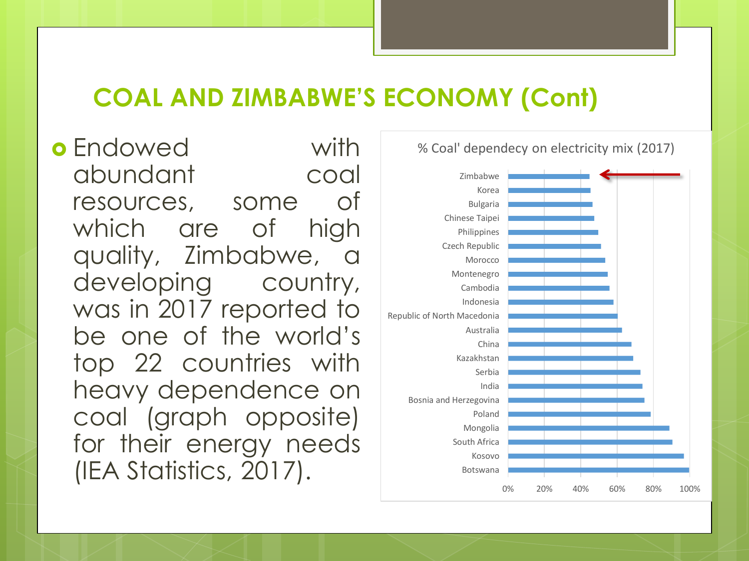## COAL AND ZIMBABWE'S ECONOMY (Cont)

- Endowed with abundant coal resources, some of which are of high quality, Zimbabwe, a developing country, was in 2017 reported to be one of the world's top 22 countries with heavy dependence on coal (graph opposite) for their energy needs (IEA Statistics, 2017).

% Coal' dependecy on electricity mix (2017)

| Country | % Coal dependency (approx.) |
|---|---|
| Zimbabwe | 45% |
| Korea | 45% |
| Bulgaria | 46% |
| Chinese Taipei | 47% |
| Philippines | 49% |
| Czech Republic | 51% |
| Morocco | 53% |
| Montenegro | 55% |
| Cambodia | 56% |
| Indonesia | 58% |
| Republic of North Macedonia | 60% |
| Australia | 63% |
| China | 68% |
| Kazakhstan | 69% |
| Serbia | 73% |
| India | 74% |
| Bosnia and Herzegovina | 75% |
| Poland | 79% |
| Mongolia | 89% |
| South Africa | 91% |
| Kosovo | 97% |
| Botswana | 100% |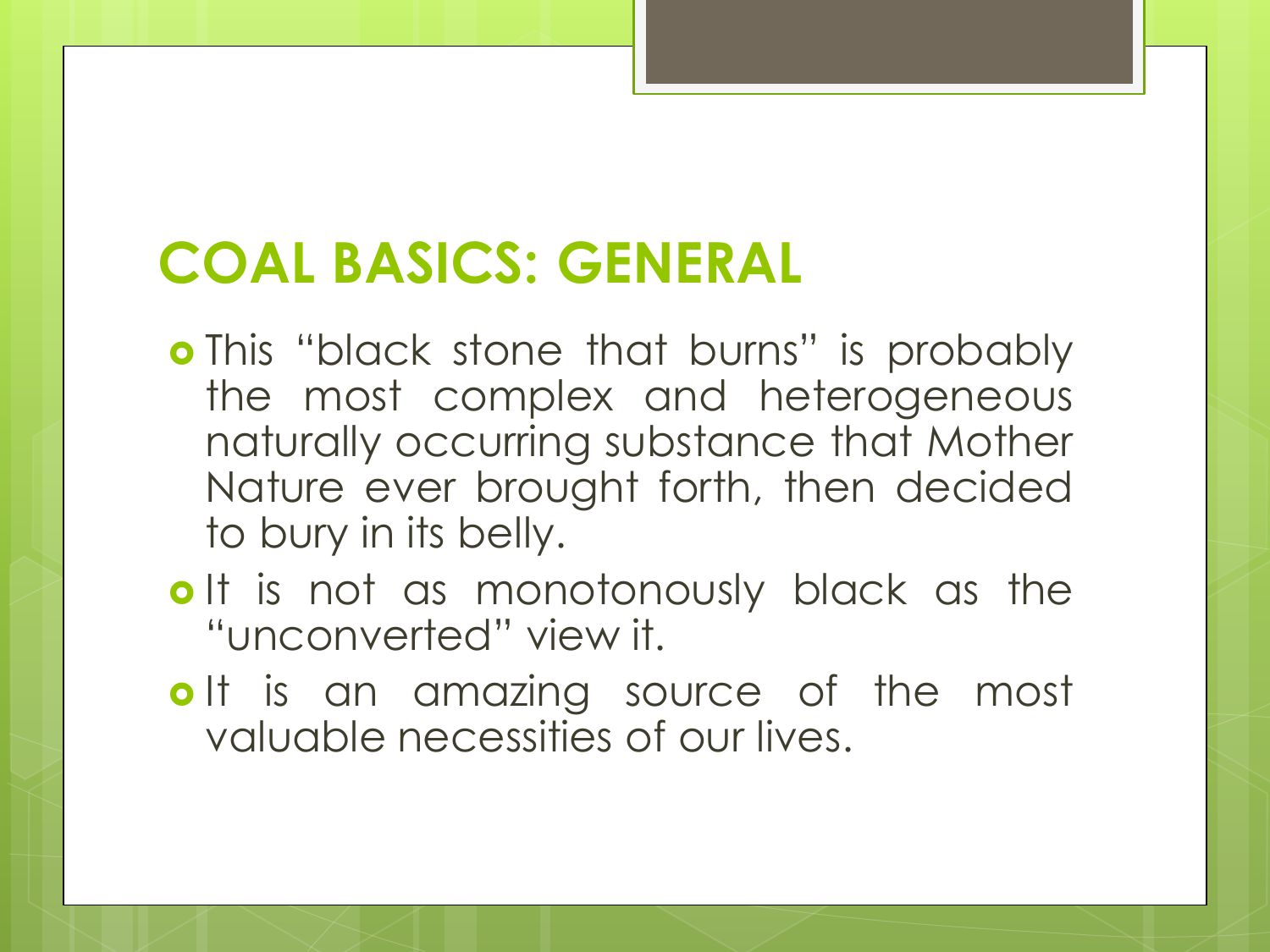## COAL BASICS: GENERAL

- This "black stone that burns" is probably the most complex and heterogeneous naturally occurring substance that Mother Nature ever brought forth, then decided to bury in its belly.
- It is not as monotonously black as the "unconverted" view it.
- It is an amazing source of the most valuable necessities of our lives.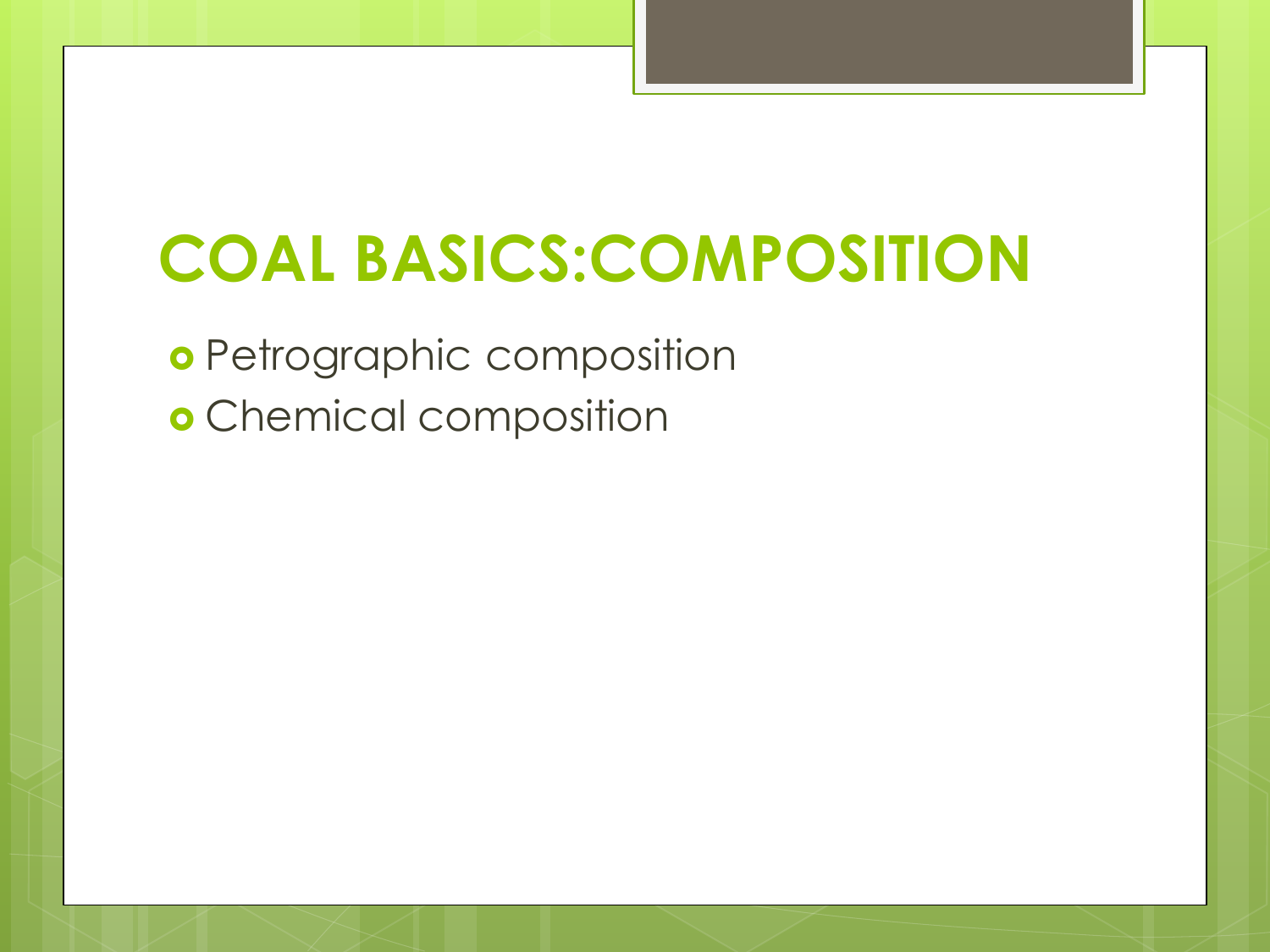# COAL BASICS:COMPOSITION

- Petrographic composition
- Chemical composition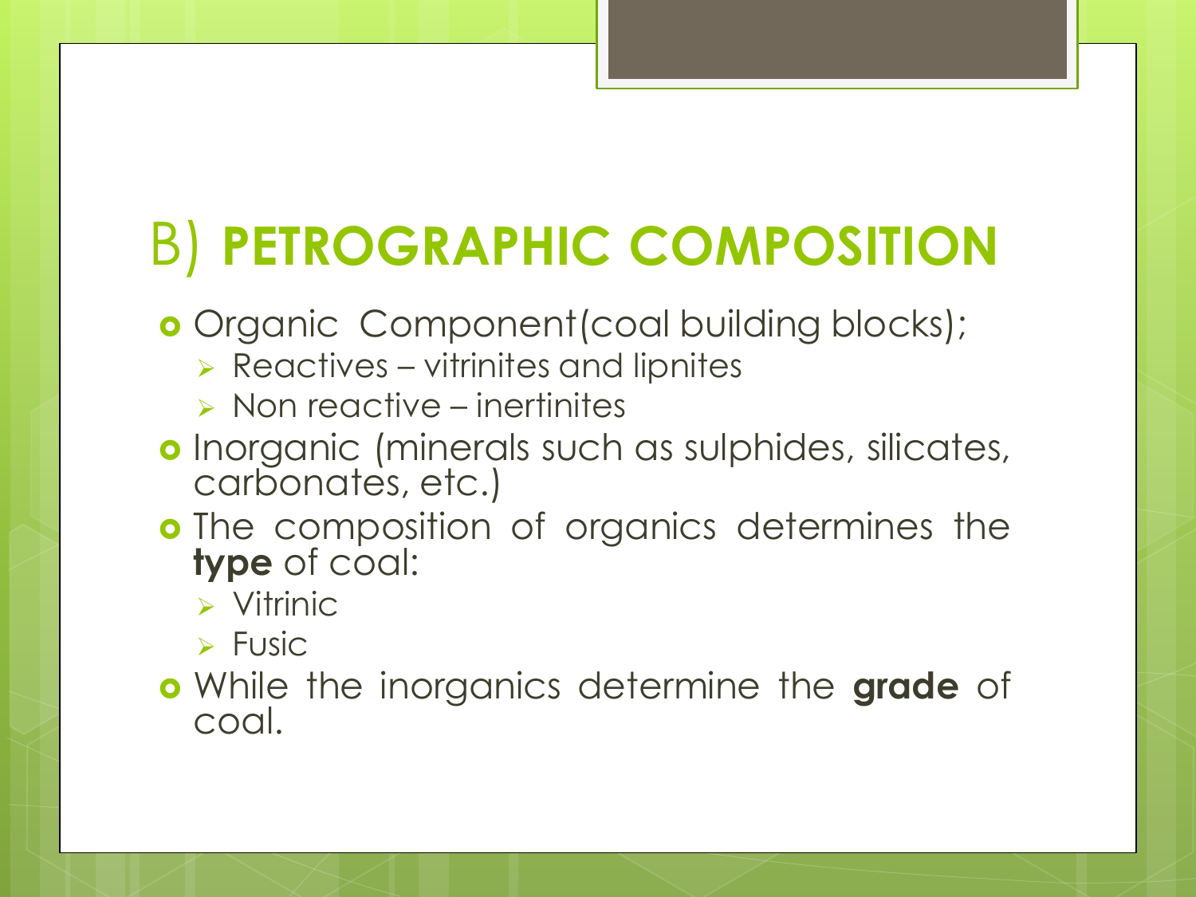# B) **PETROGRAPHIC COMPOSITION**

- Organic  Component(coal building blocks);
  - Reactives – vitrinites and lipnites
  - Non reactive – inertinites
- Inorganic (minerals such as sulphides, silicates, carbonates, etc.)
- The composition of organics determines the **type** of coal:
  - Vitrinic
  - Fusic
- While the inorganics determine the **grade** of coal.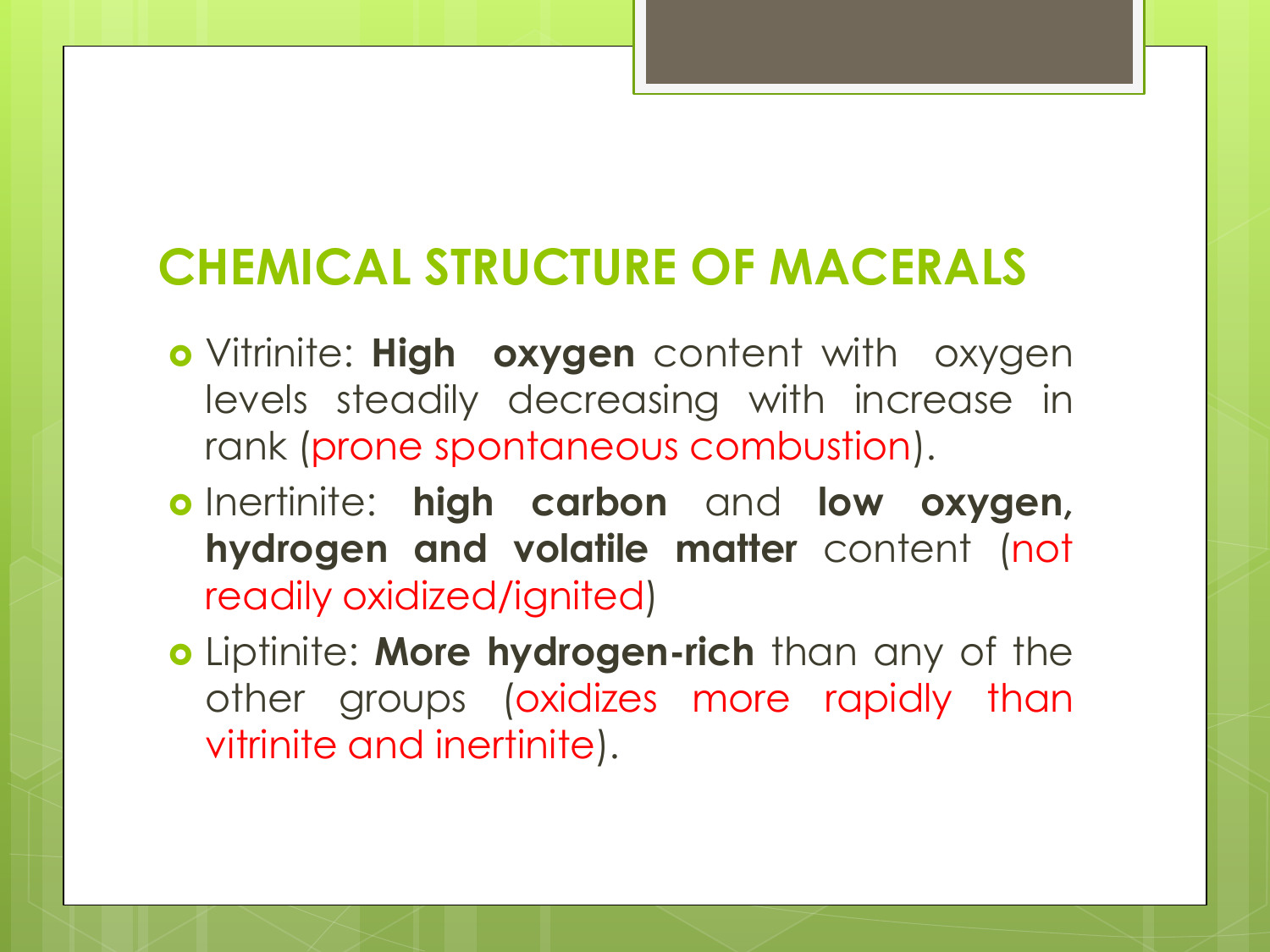## CHEMICAL STRUCTURE OF MACERALS

- Vitrinite: **High oxygen** content with oxygen levels steadily decreasing with increase in rank (prone spontaneous combustion).
- Inertinite: **high carbon** and **low oxygen, hydrogen and volatile matter** content (not readily oxidized/ignited)
- Liptinite: **More hydrogen-rich** than any of the other groups (oxidizes more rapidly than vitrinite and inertinite).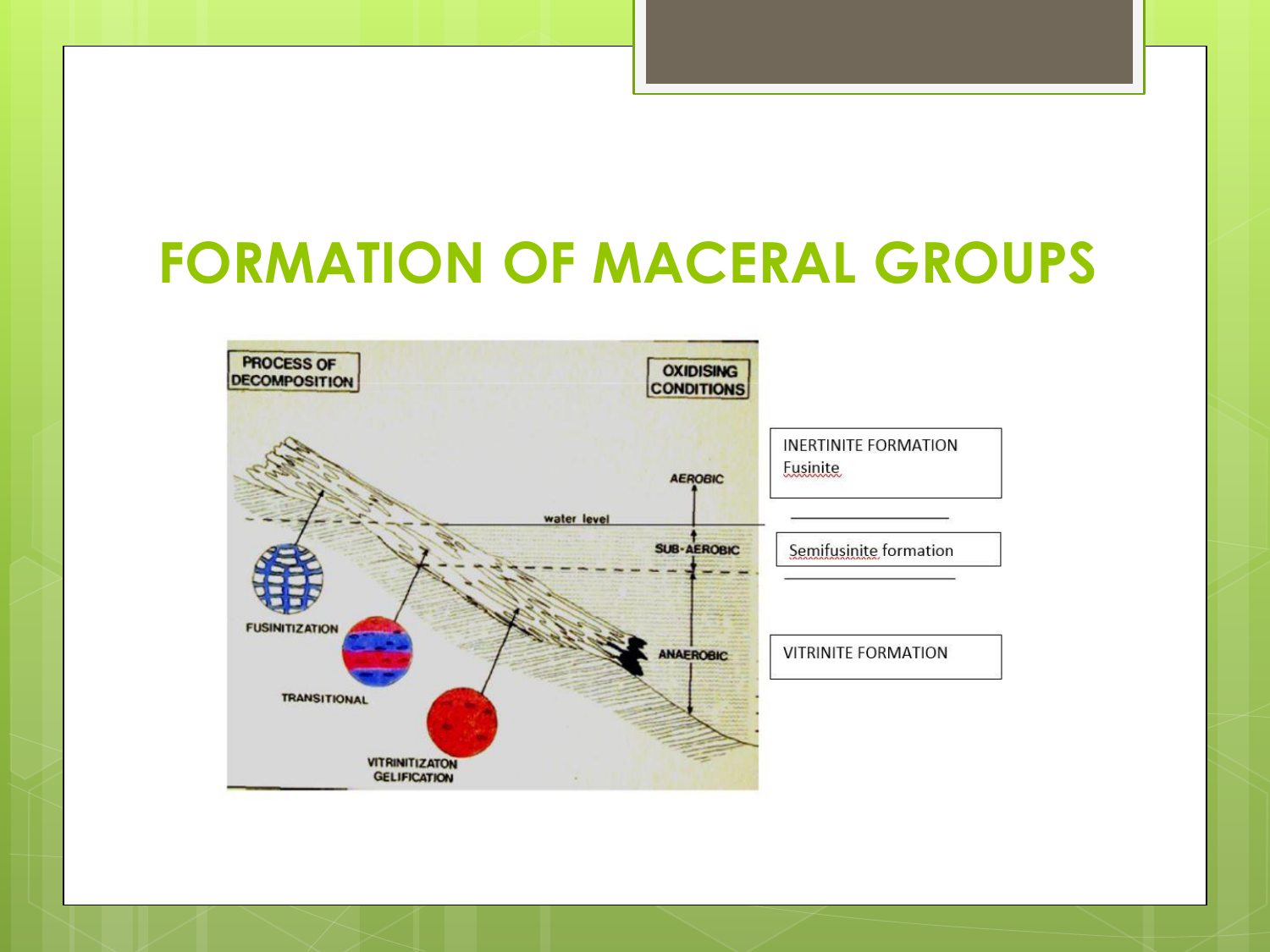# FORMATION OF MACERAL GROUPS

PROCESS OF DECOMPOSITION

OXIDISING CONDITIONS

AEROBIC

water level

SUB-AEROBIC

ANAEROBIC

FUSINITIZATION

TRANSITIONAL

VITRINITIZATON GELIFICATION

INERTINITE FORMATION
Fusinite

Semifusinite formation

VITRINITE FORMATION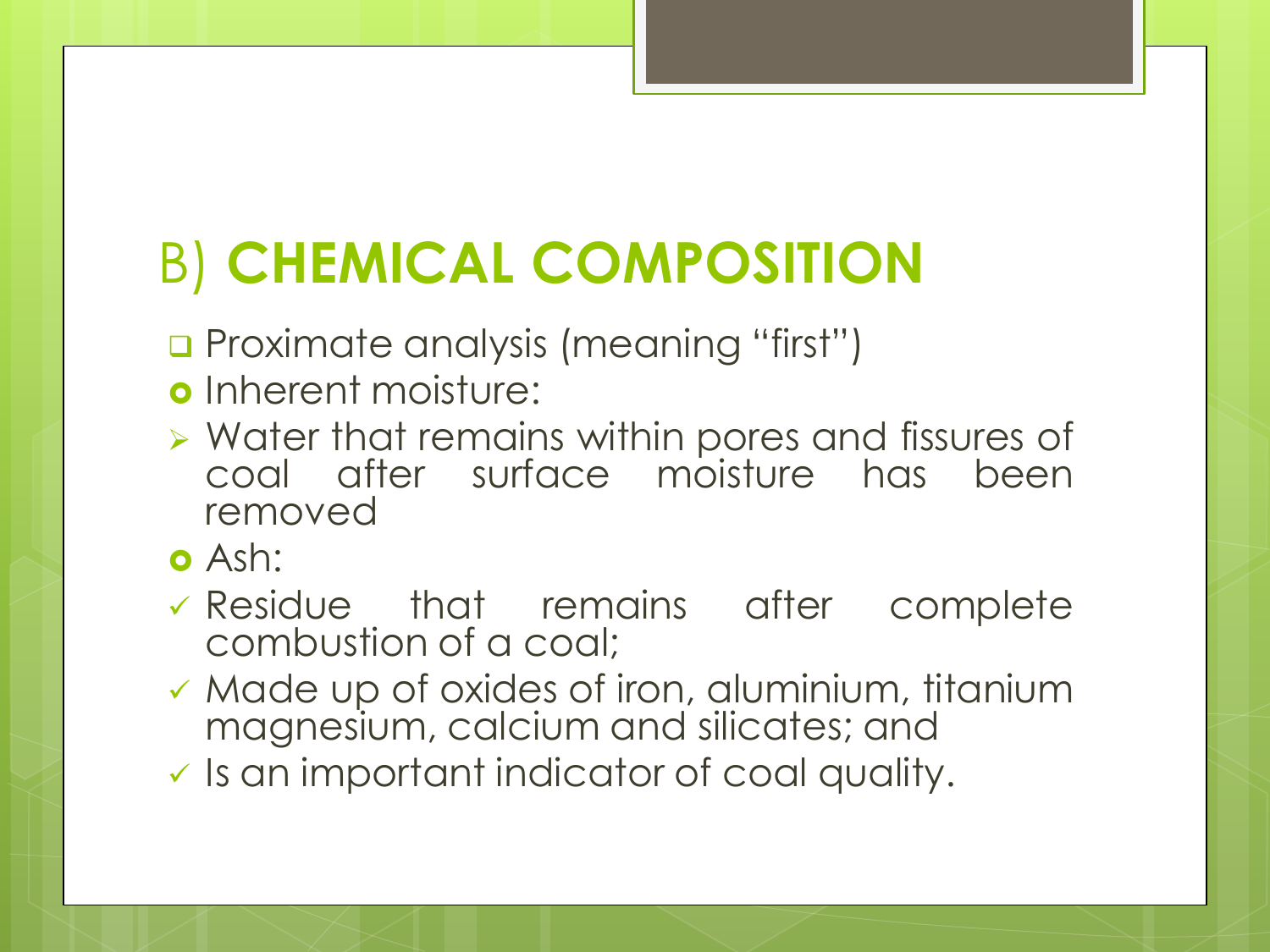# B) **CHEMICAL COMPOSITION**

- Proximate analysis (meaning "first")
- Inherent moisture:
  - Water that remains within pores and fissures of coal after surface moisture has been removed
- Ash:
  - Residue that remains after complete combustion of a coal;
  - Made up of oxides of iron, aluminium, titanium magnesium, calcium and silicates; and
  - Is an important indicator of coal quality.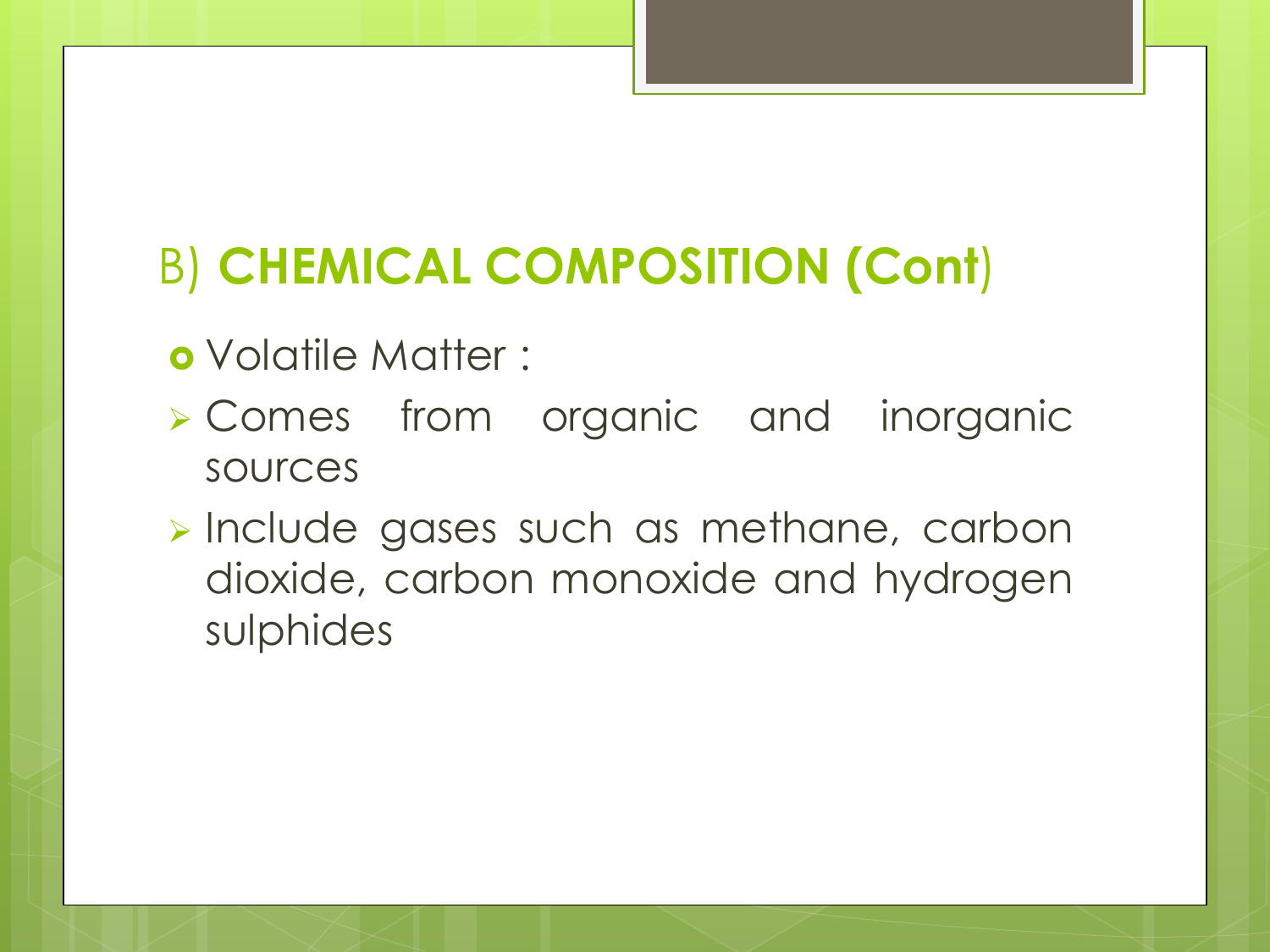## B) **CHEMICAL COMPOSITION (Cont)**

- Volatile Matter :
  - Comes from organic and inorganic sources
  - Include gases such as methane, carbon dioxide, carbon monoxide and hydrogen sulphides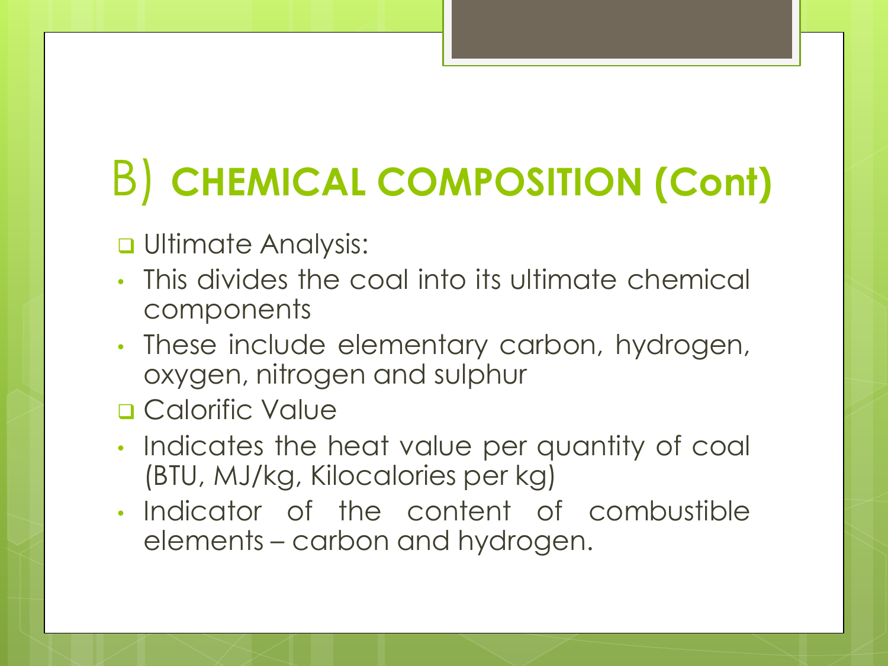# B) **CHEMICAL COMPOSITION (Cont)**

- Ultimate Analysis:
  - This divides the coal into its ultimate chemical components
  - These include elementary carbon, hydrogen, oxygen, nitrogen and sulphur
- Calorific Value
  - Indicates the heat value per quantity of coal (BTU, MJ/kg, Kilocalories per kg)
  - Indicator of the content of combustible elements – carbon and hydrogen.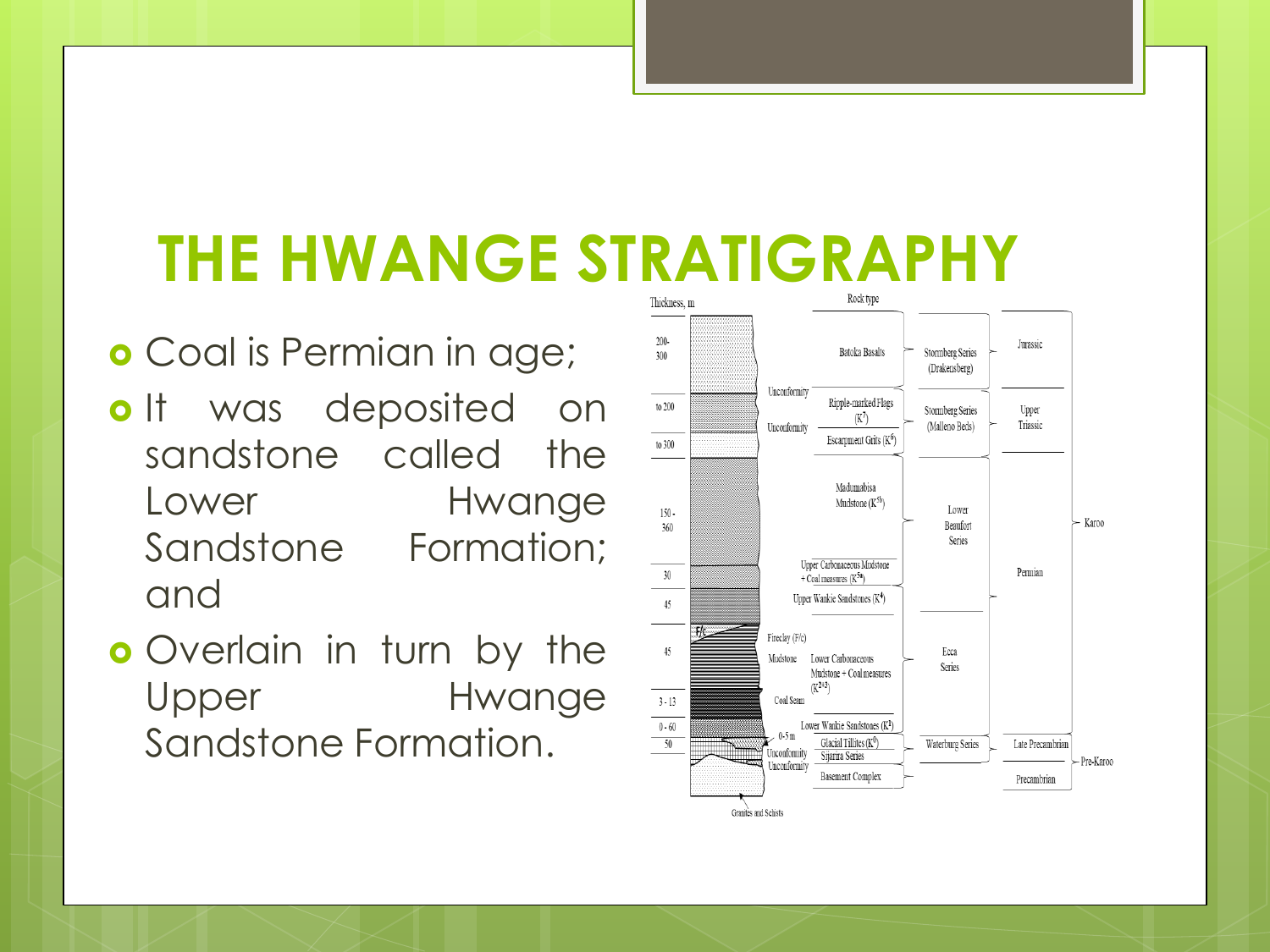# THE HWANGE STRATIGRAPHY

- Coal is Permian in age;
- It was deposited on sandstone called the Lower Hwange Sandstone Formation; and
- Overlain in turn by the Upper Hwange Sandstone Formation.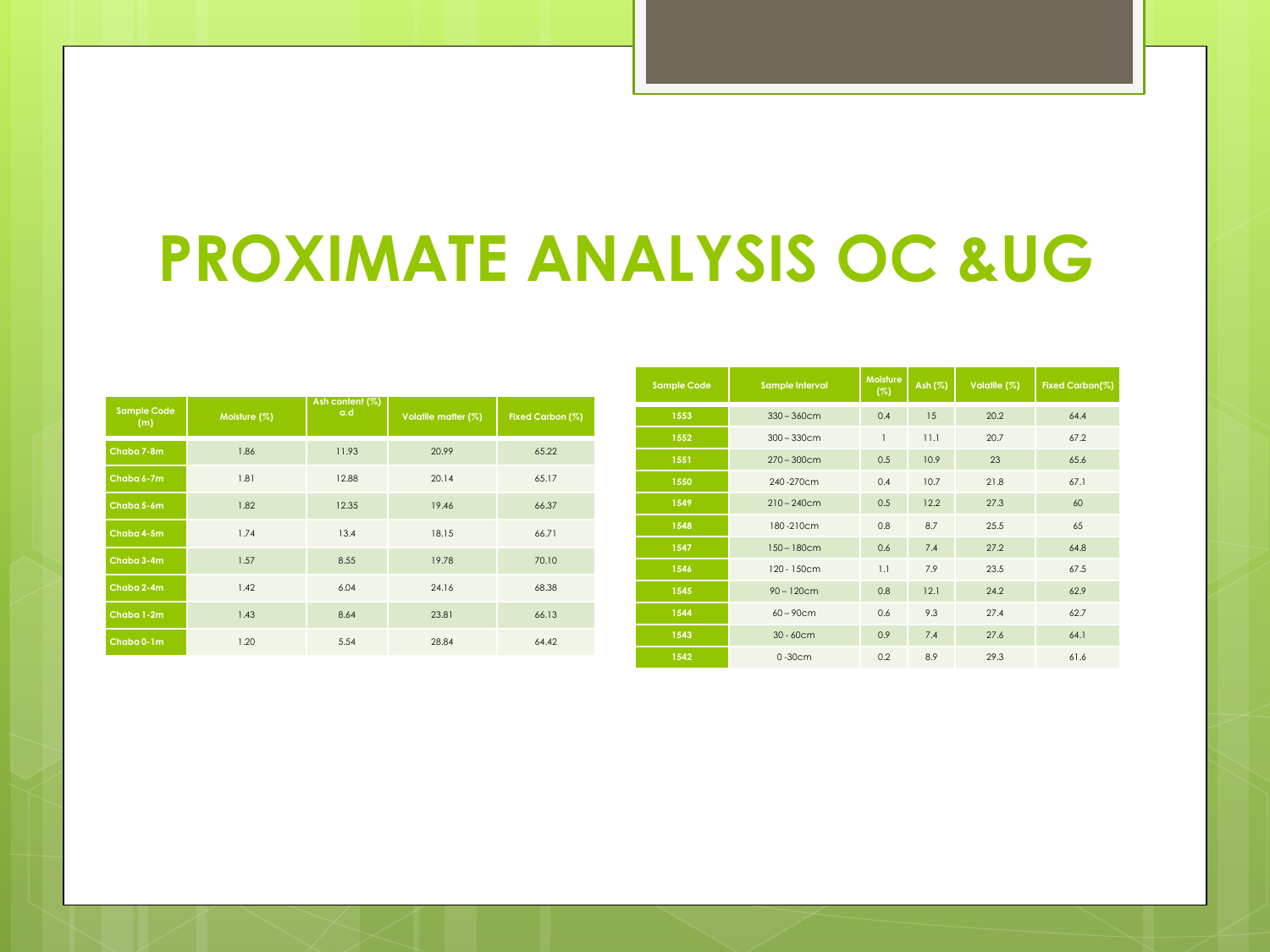# PROXIMATE ANALYSIS OC &UG

| Sample Code (m) | Moisture (%) | Ash content (%) a.d | Volatile matter (%) | Fixed Carbon (%) |
|---|---|---|---|---|
| Chaba 7-8m | 1.86 | 11.93 | 20.99 | 65.22 |
| Chaba 6-7m | 1.81 | 12.88 | 20.14 | 65.17 |
| Chaba 5-6m | 1.82 | 12.35 | 19.46 | 66.37 |
| Chaba 4-5m | 1.74 | 13.4 | 18.15 | 66.71 |
| Chaba 3-4m | 1.57 | 8.55 | 19.78 | 70.10 |
| Chaba 2-4m | 1.42 | 6.04 | 24.16 | 68.38 |
| Chaba 1-2m | 1.43 | 8.64 | 23.81 | 66.13 |
| Chaba 0-1m | 1.20 | 5.54 | 28.84 | 64.42 |

| Sample Code | Sample Interval | Moisture (%) | Ash (%) | Volatile (%) | Fixed Carbon(%) |
|---|---|---|---|---|---|
| 1553 | 330 – 360cm | 0.4 | 15 | 20.2 | 64.4 |
| 1552 | 300 – 330cm | 1 | 11.1 | 20.7 | 67.2 |
| 1551 | 270 – 300cm | 0.5 | 10.9 | 23 | 65.6 |
| 1550 | 240 -270cm | 0.4 | 10.7 | 21.8 | 67.1 |
| 1549 | 210 – 240cm | 0.5 | 12.2 | 27.3 | 60 |
| 1548 | 180 -210cm | 0.8 | 8.7 | 25.5 | 65 |
| 1547 | 150 – 180cm | 0.6 | 7.4 | 27.2 | 64.8 |
| 1546 | 120 - 150cm | 1.1 | 7.9 | 23.5 | 67.5 |
| 1545 | 90 – 120cm | 0.8 | 12.1 | 24.2 | 62.9 |
| 1544 | 60 – 90cm | 0.6 | 9.3 | 27.4 | 62.7 |
| 1543 | 30 - 60cm | 0.9 | 7.4 | 27.6 | 64.1 |
| 1542 | 0 -30cm | 0.2 | 8.9 | 29.3 | 61.6 |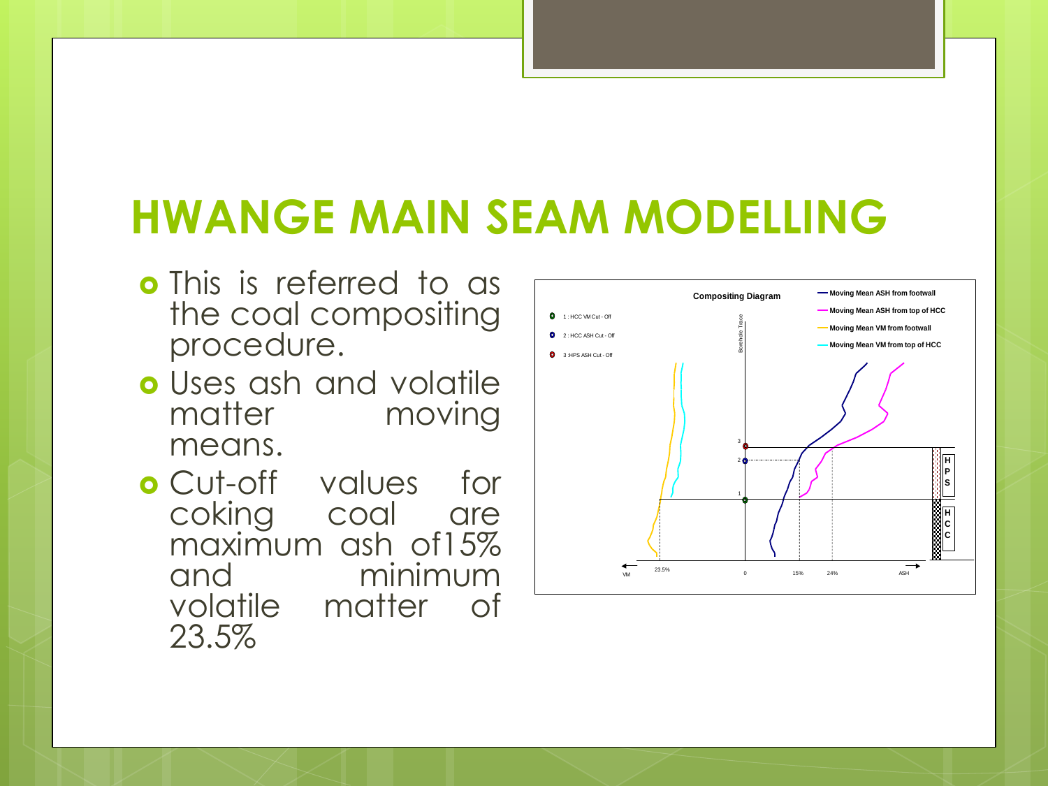# HWANGE MAIN SEAM MODELLING

- This is referred to as the coal compositing procedure.
- Uses ash and volatile matter moving means.
- Cut-off values for coking coal are maximum ash of15% and minimum volatile matter of 23.5%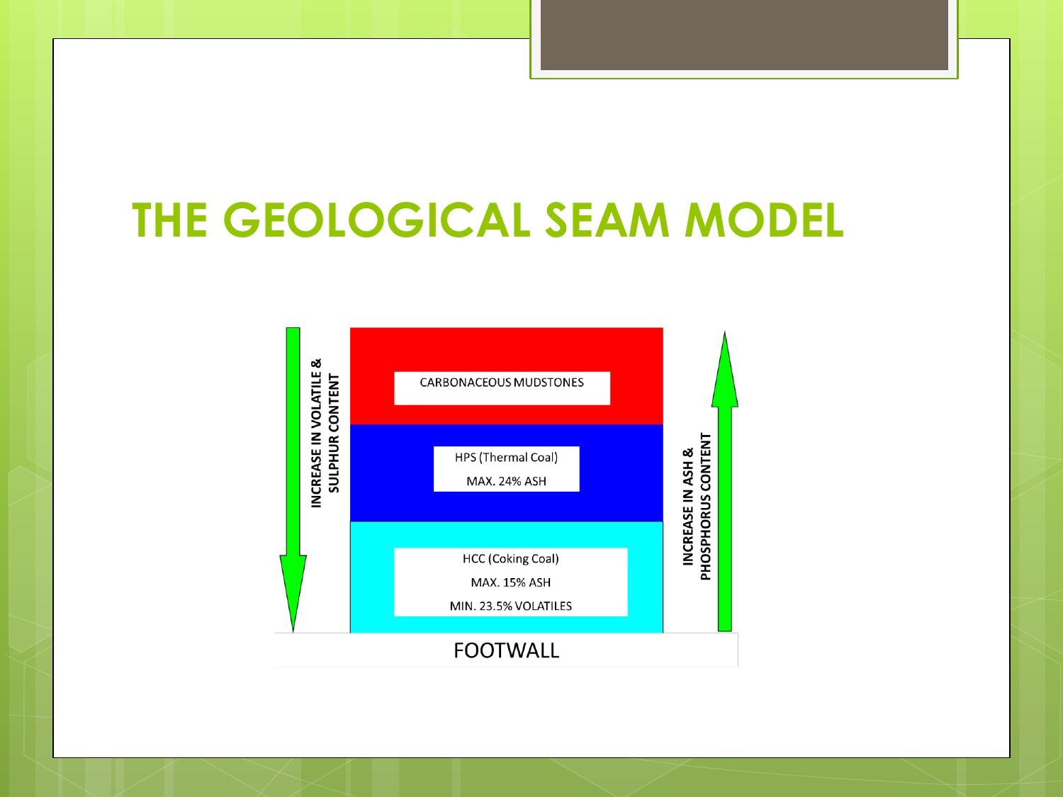# THE GEOLOGICAL SEAM MODEL

INCREASE IN VOLATILE & SULPHUR CONTENT

CARBONACEOUS MUDSTONES

HPS (Thermal Coal)

MAX. 24% ASH

HCC (Coking Coal)

MAX. 15% ASH

MIN. 23.5% VOLATILES

INCREASE IN ASH & PHOSPHORUS CONTENT

FOOTWALL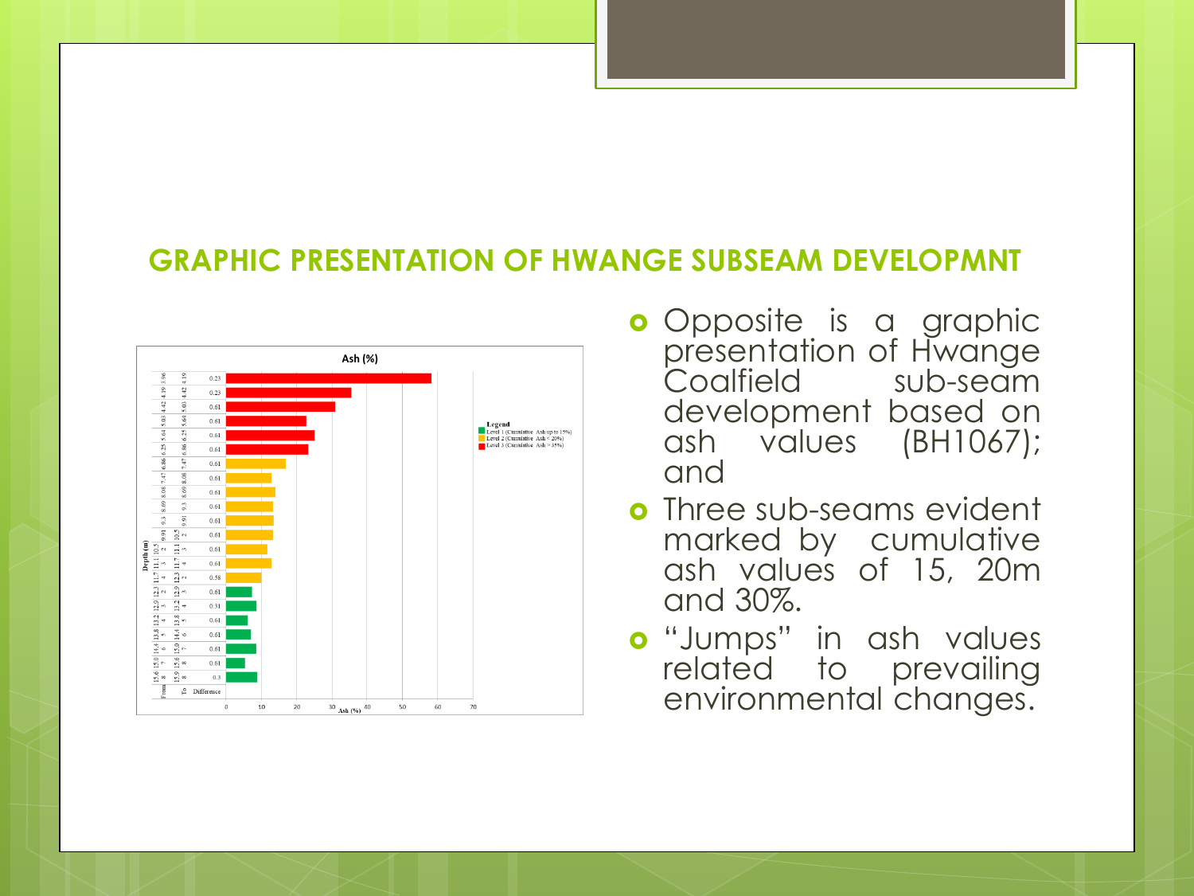## GRAPHIC PRESENTATION OF HWANGE SUBSEAM DEVELOPMNT

- Opposite is a graphic presentation of Hwange Coalfield sub-seam development based on ash values (BH1067); and
- Three sub-seams evident marked by cumulative ash values of 15, 20m and 30%.
- "Jumps" in ash values related to prevailing environmental changes.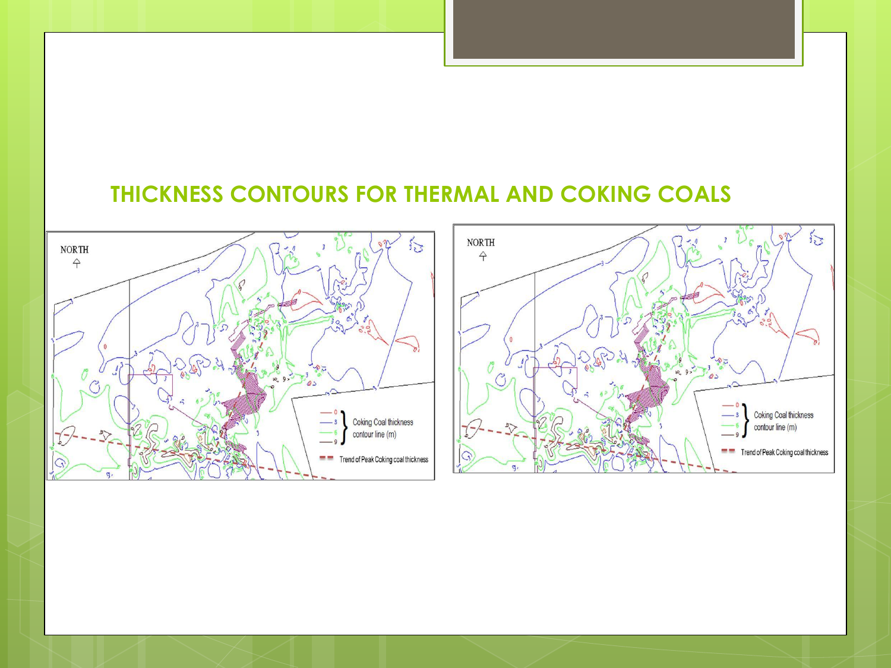## THICKNESS CONTOURS FOR THERMAL AND COKING COALS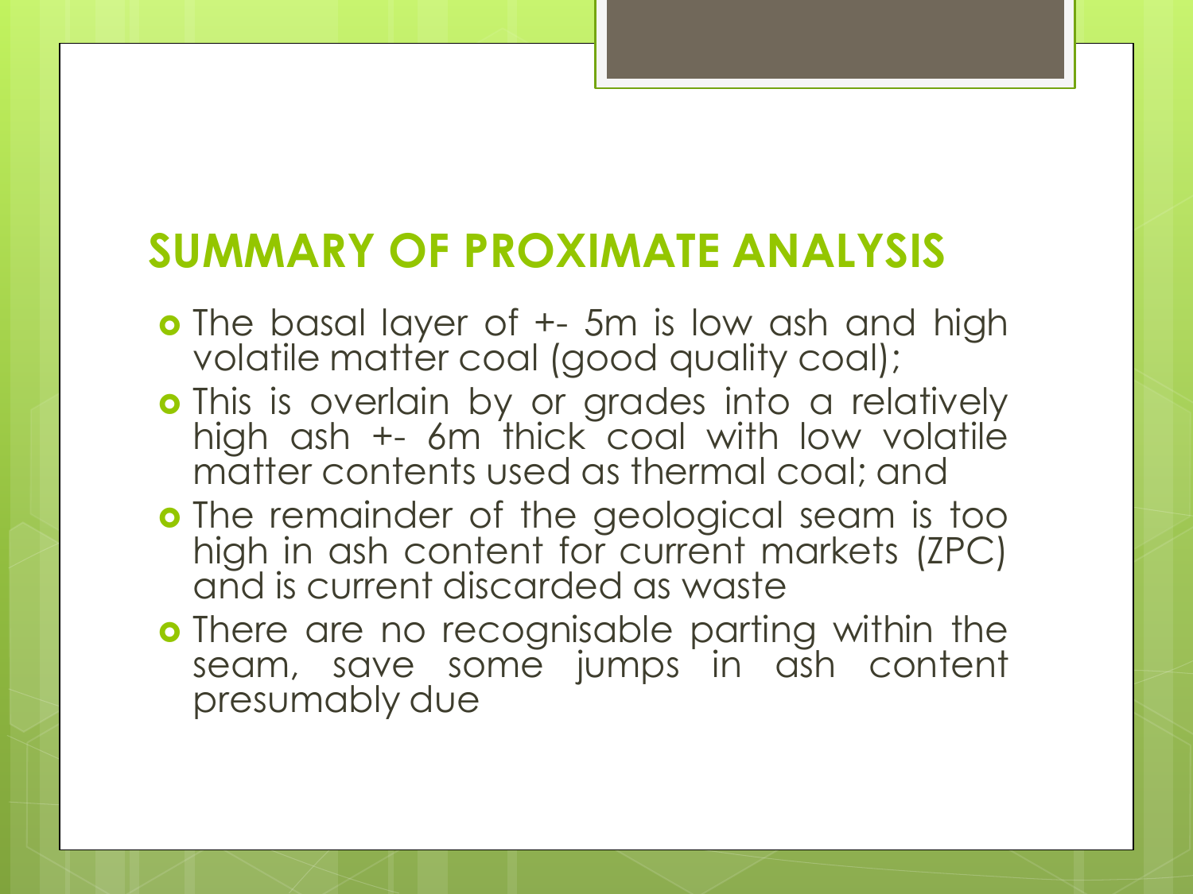# SUMMARY OF PROXIMATE ANALYSIS

- The basal layer of +- 5m is low ash and high volatile matter coal (good quality coal);
- This is overlain by or grades into a relatively high ash +- 6m thick coal with low volatile matter contents used as thermal coal; and
- The remainder of the geological seam is too high in ash content for current markets (ZPC) and is current discarded as waste
- There are no recognisable parting within the seam, save some jumps in ash content presumably due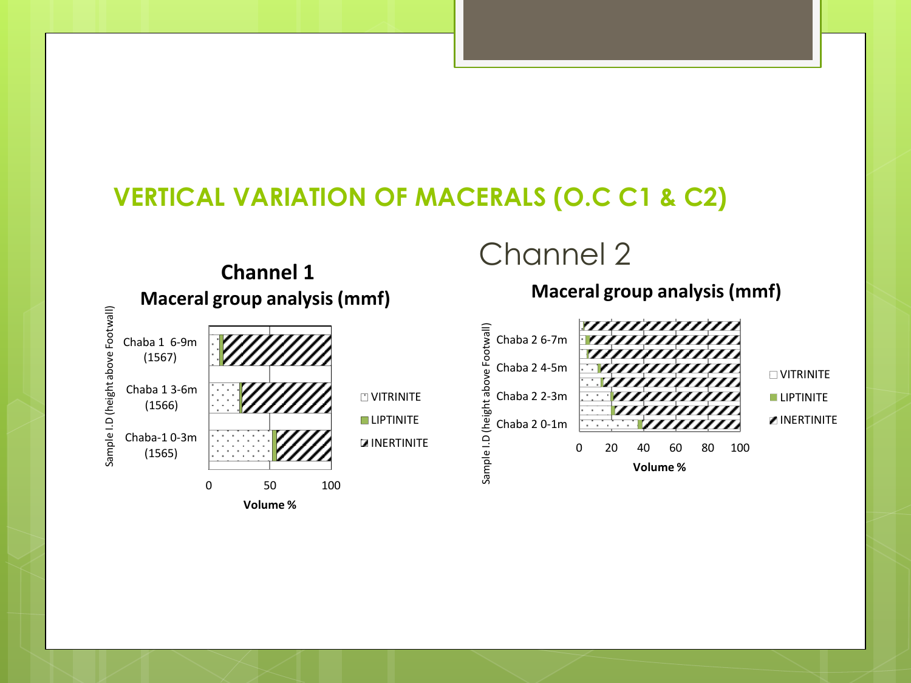## VERTICAL VARIATION OF MACERALS (O.C C1 & C2)

### Channel 1

**Maceral group analysis (mmf)**

Sample I.D (height above Footwall)

- Chaba 1 6-9m (1567)
- Chaba 1 3-6m (1566)
- Chaba-1 0-3m (1565)

0 50 100

**Volume %**

VITRINITE
LIPTINITE
INERTINITE

### Channel 2

**Maceral group analysis (mmf)**

Sample I.D (height above Footwall)

- Chaba 2 6-7m
- Chaba 2 4-5m
- Chaba 2 2-3m
- Chaba 2 0-1m

0 20 40 60 80 100

**Volume %**

VITRINITE
LIPTINITE
INERTINITE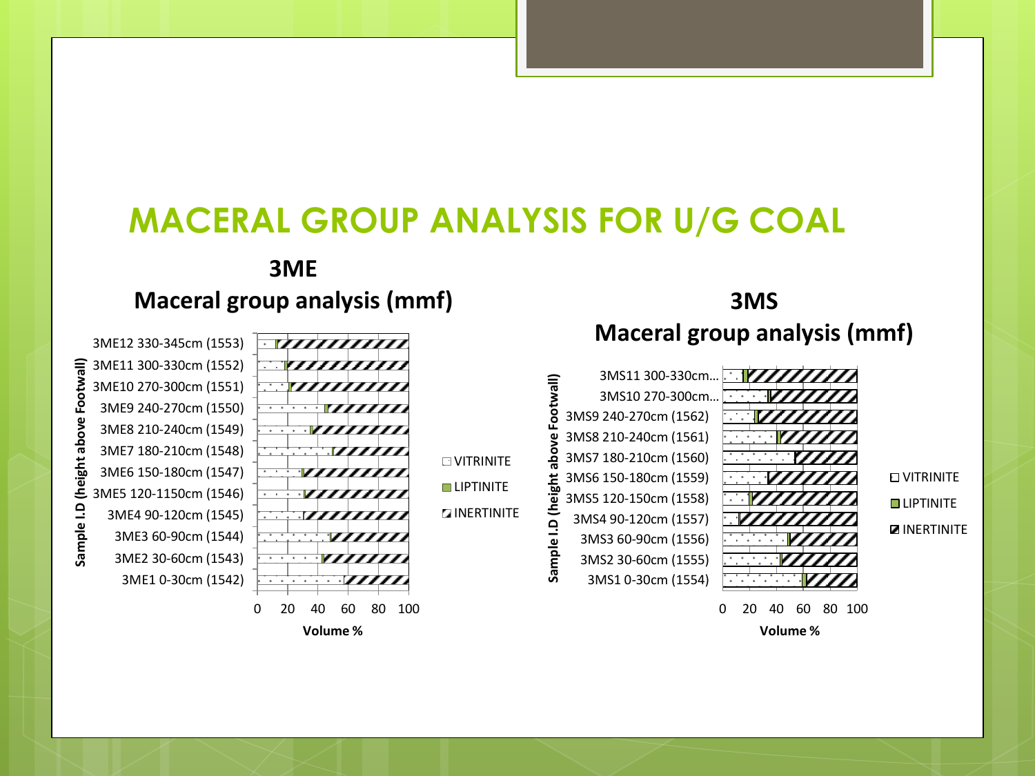# MACERAL GROUP ANALYSIS FOR U/G COAL

### 3ME
### Maceral group analysis (mmf)

Sample I.D (height above Footwall): 3ME12 330-345cm (1553), 3ME11 300-330cm (1552), 3ME10 270-300cm (1551), 3ME9 240-270cm (1550), 3ME8 210-240cm (1549), 3ME7 180-210cm (1548), 3ME6 150-180cm (1547), 3ME5 120-1150cm (1546), 3ME4 90-120cm (1545), 3ME3 60-90cm (1544), 3ME2 30-60cm (1543), 3ME1 0-30cm (1542)

Volume % (0–100)

Legend: VITRINITE, LIPTINITE, INERTINITE

### 3MS
### Maceral group analysis (mmf)

Sample I.D (height above Footwall): 3MS11 300-330cm…, 3MS10 270-300cm…, 3MS9 240-270cm (1562), 3MS8 210-240cm (1561), 3MS7 180-210cm (1560), 3MS6 150-180cm (1559), 3MS5 120-150cm (1558), 3MS4 90-120cm (1557), 3MS3 60-90cm (1556), 3MS2 30-60cm (1555), 3MS1 0-30cm (1554)

Volume % (0–100)

Legend: VITRINITE, LIPTINITE, INERTINITE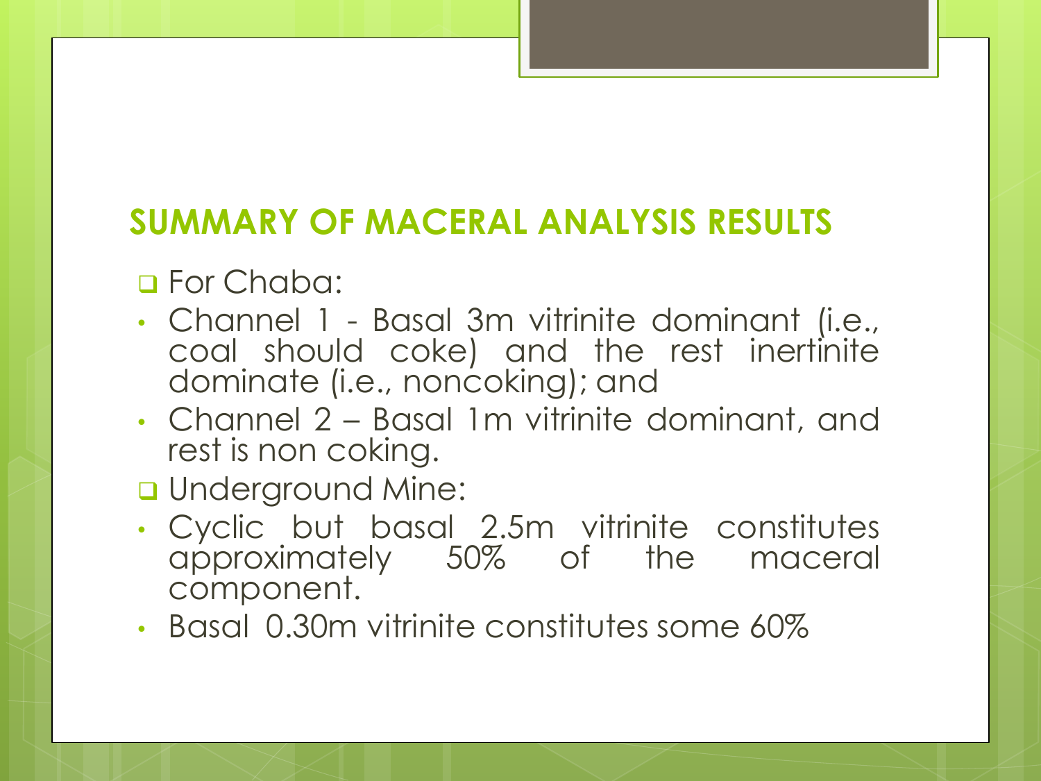## SUMMARY OF MACERAL ANALYSIS RESULTS

- For Chaba:
  - Channel 1 - Basal 3m vitrinite dominant (i.e., coal should coke) and the rest inertinite dominate (i.e., noncoking); and
  - Channel 2 – Basal 1m vitrinite dominant, and rest is non coking.
- Underground Mine:
  - Cyclic but basal 2.5m vitrinite constitutes approximately 50% of the maceral component.
  - Basal 0.30m vitrinite constitutes some 60%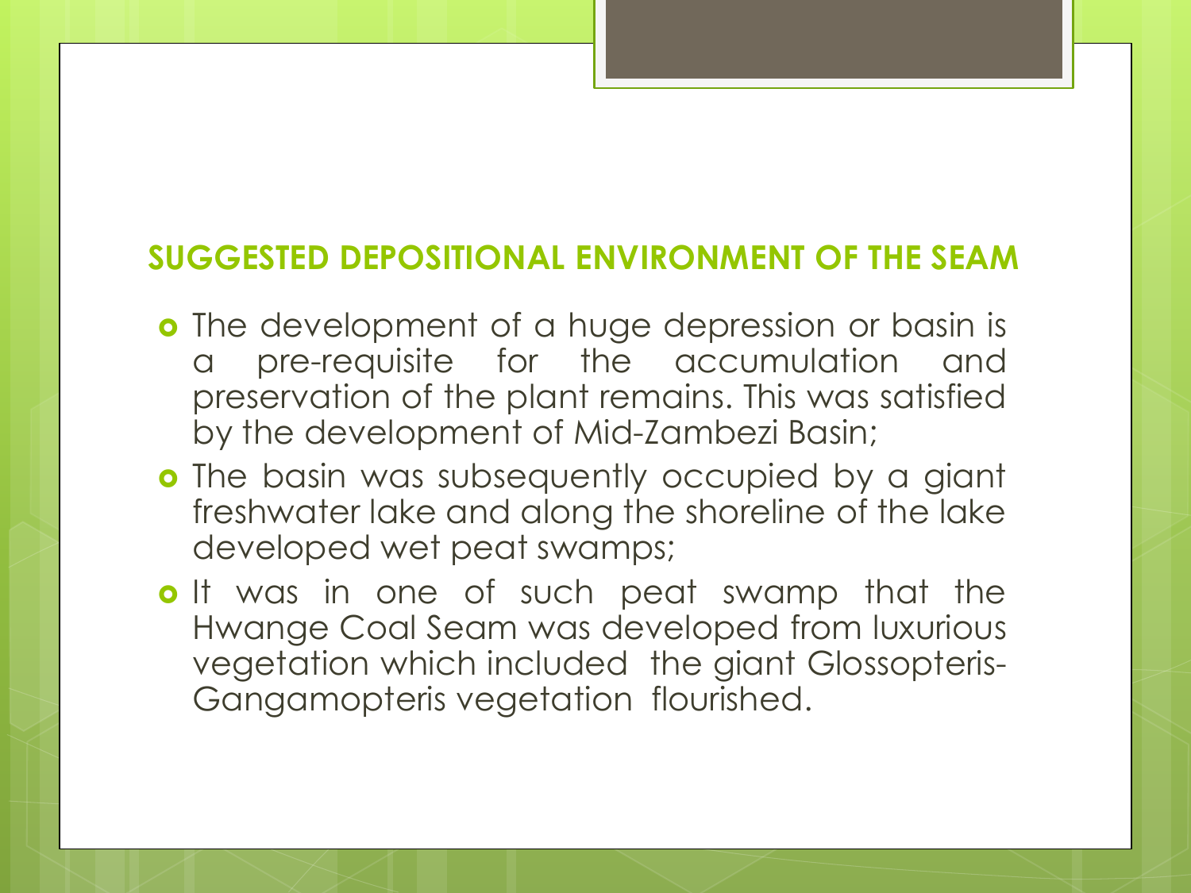## SUGGESTED DEPOSITIONAL ENVIRONMENT OF THE SEAM

- The development of a huge depression or basin is a pre-requisite for the accumulation and preservation of the plant remains. This was satisfied by the development of Mid-Zambezi Basin;
- The basin was subsequently occupied by a giant freshwater lake and along the shoreline of the lake developed wet peat swamps;
- It was in one of such peat swamp that the Hwange Coal Seam was developed from luxurious vegetation which included the giant Glossopteris-Gangamopteris vegetation flourished.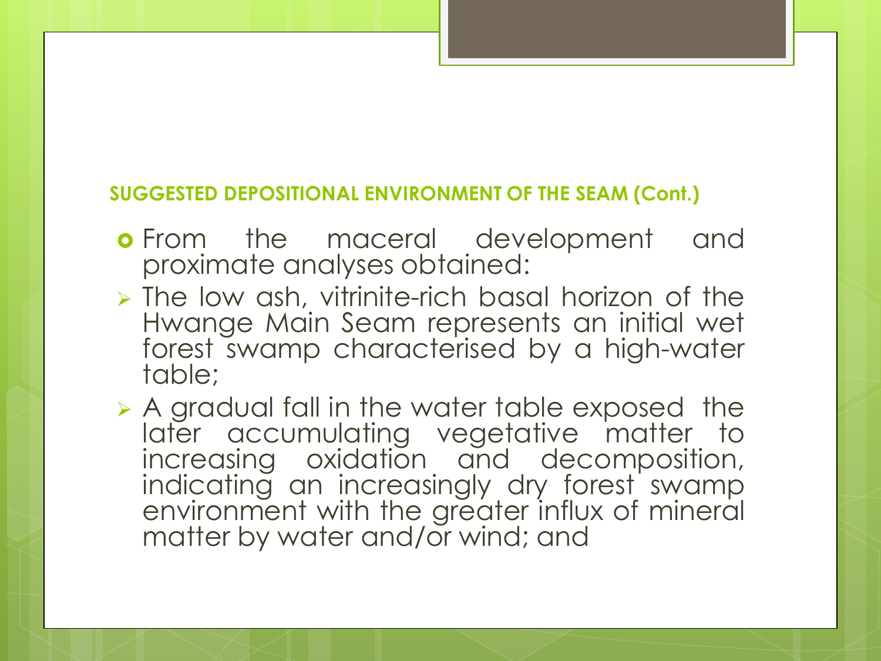### SUGGESTED DEPOSITIONAL ENVIRONMENT OF THE SEAM (Cont.)

- From the maceral development and proximate analyses obtained:
  - The low ash, vitrinite-rich basal horizon of the Hwange Main Seam represents an initial wet forest swamp characterised by a high-water table;
  - A gradual fall in the water table exposed the later accumulating vegetative matter to increasing oxidation and decomposition, indicating an increasingly dry forest swamp environment with the greater influx of mineral matter by water and/or wind; and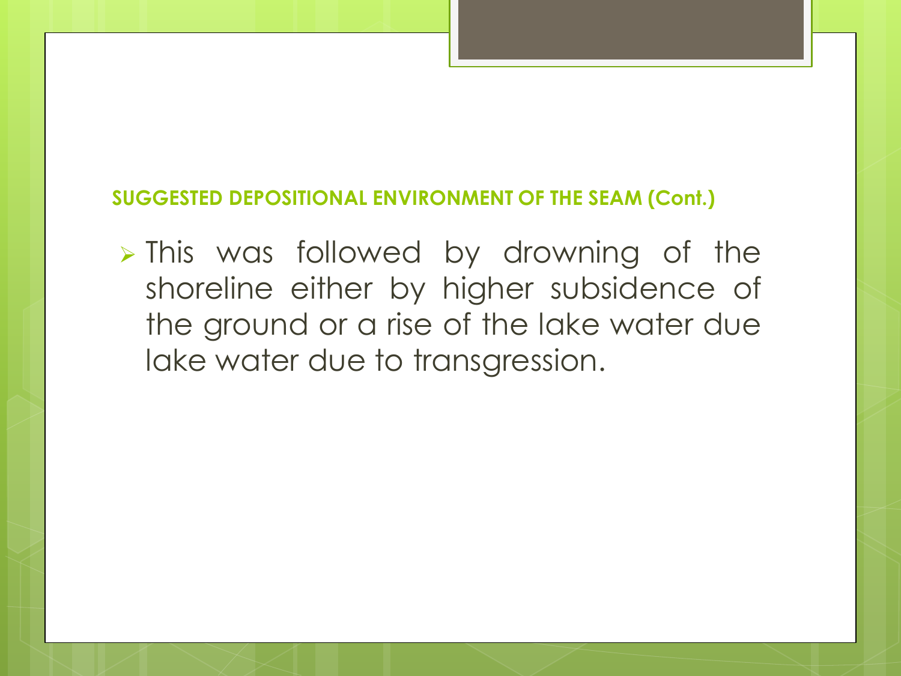## SUGGESTED DEPOSITIONAL ENVIRONMENT OF THE SEAM (Cont.)

- This was followed by drowning of the shoreline either by higher subsidence of the ground or a rise of the lake water due lake water due to transgression.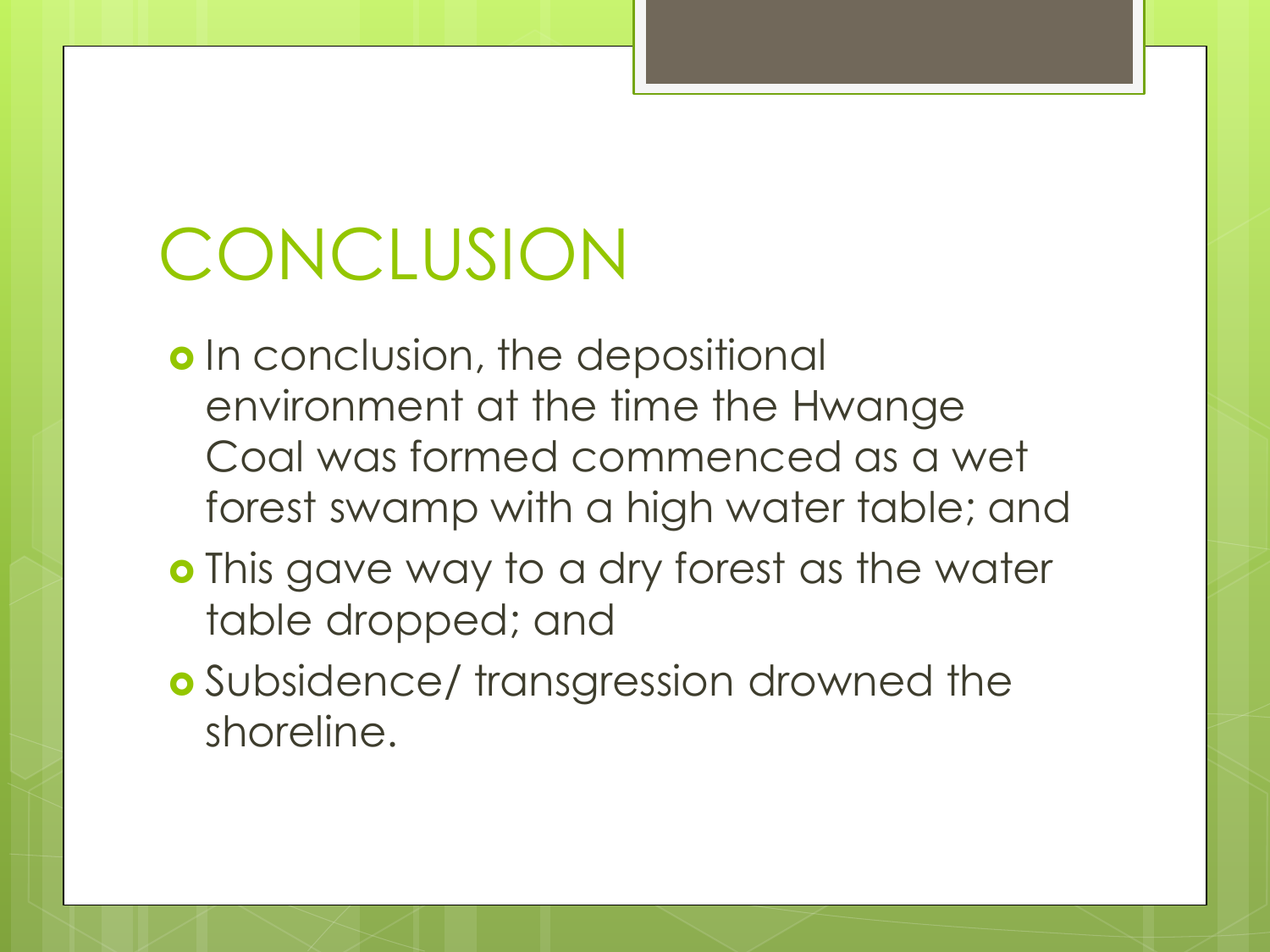# CONCLUSION

- In conclusion, the depositional environment at the time the Hwange Coal was formed commenced as a wet forest swamp with a high water table; and
- This gave way to a dry forest as the water table dropped; and
- Subsidence/ transgression drowned the shoreline.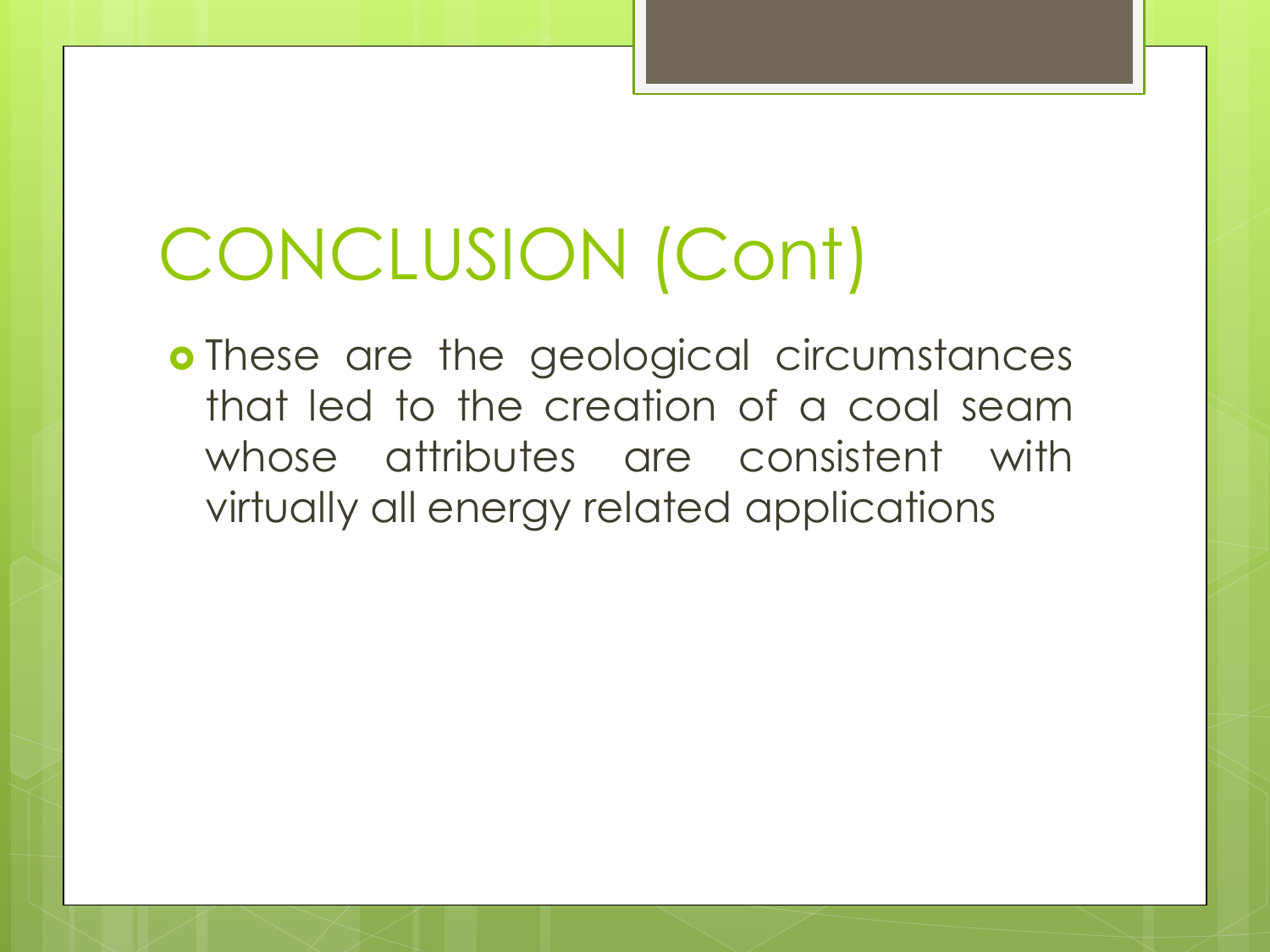# CONCLUSION (Cont)

- These are the geological circumstances that led to the creation of a coal seam whose attributes are consistent with virtually all energy related applications